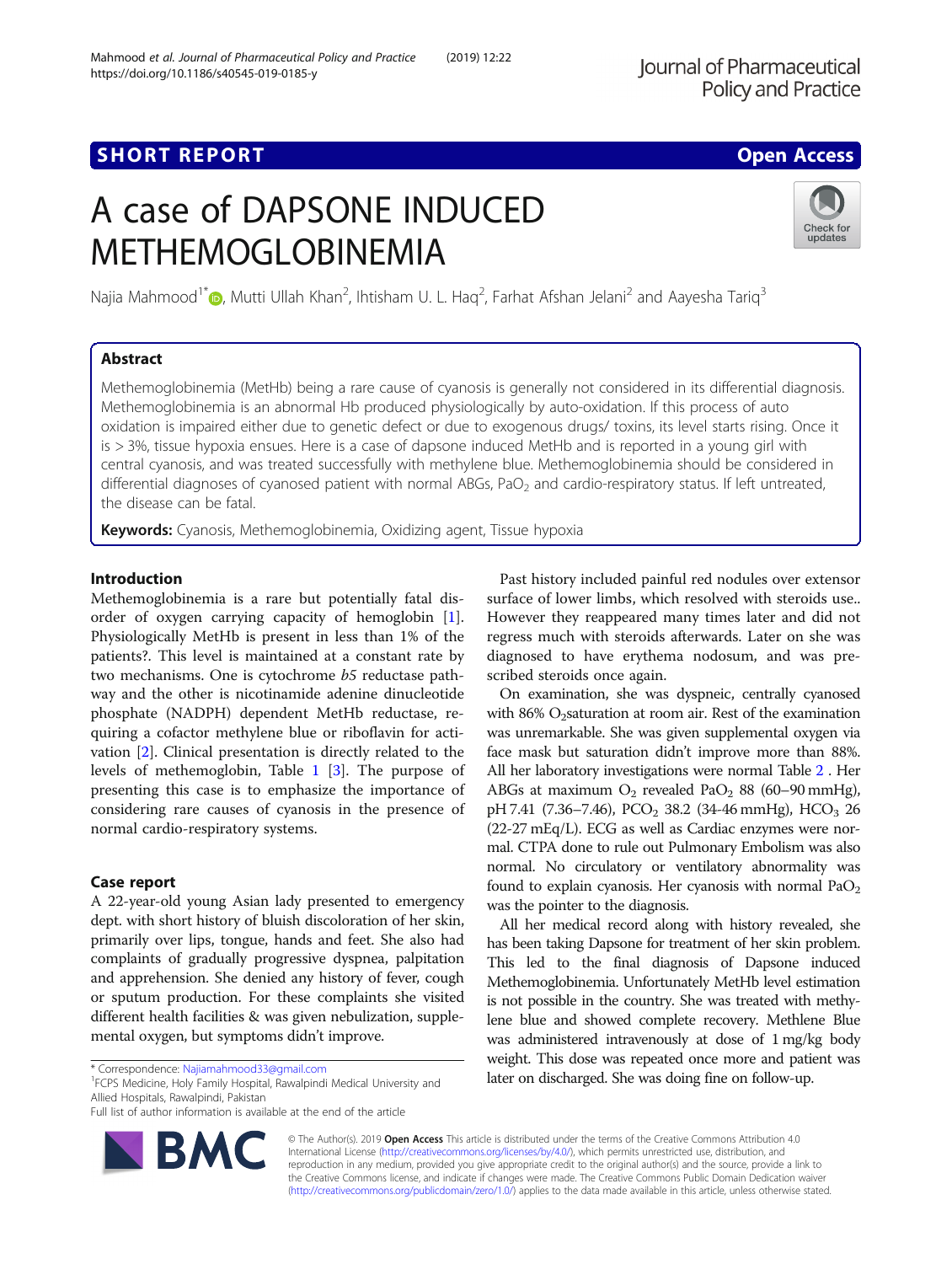SHORT REPORT

Open Access

# A case of DAPSONE INDUCED METHEMOGLOBINEMIA

Najia Mahmood[1*], Mutti Ullah Khan[2], Ihtisham U. L. Haq[2], Farhat Afshan Jelani[2] and Aayesha Tariq[3]

## Abstract

Methemoglobinemia (MetHb) being a rare cause of cyanosis is generally not considered in its differential diagnosis. Methemoglobinemia is an abnormal Hb produced physiologically by auto-oxidation. If this process of auto oxidation is impaired either due to genetic defect or due to exogenous drugs/ toxins, its level starts rising. Once it is > 3%, tissue hypoxia ensues. Here is a case of dapsone induced MetHb and is reported in a young girl with central cyanosis, and was treated successfully with methylene blue. Methemoglobinemia should be considered in differential diagnoses of cyanosed patient with normal ABGs, $PaO_2$ and cardio-respiratory status. If left untreated, the disease can be fatal.

**Keywords:** Cyanosis, Methemoglobinemia, Oxidizing agent, Tissue hypoxia

## Introduction

Methemoglobinemia is a rare but potentially fatal disorder of oxygen carrying capacity of hemoglobin [1]. Physiologically MetHb is present in less than 1% of the patients?. This level is maintained at a constant rate by two mechanisms. One is cytochrome *b5* reductase pathway and the other is nicotinamide adenine dinucleotide phosphate (NADPH) dependent MetHb reductase, requiring a cofactor methylene blue or riboflavin for activation [2]. Clinical presentation is directly related to the levels of methemoglobin, Table 1 [3]. The purpose of presenting this case is to emphasize the importance of considering rare causes of cyanosis in the presence of normal cardio-respiratory systems.

## Case report

A 22-year-old young Asian lady presented to emergency dept. with short history of bluish discoloration of her skin, primarily over lips, tongue, hands and feet. She also had complaints of gradually progressive dyspnea, palpitation and apprehension. She denied any history of fever, cough or sputum production. For these complaints she visited different health facilities & was given nebulization, supplemental oxygen, but symptoms didn't improve.

Past history included painful red nodules over extensor surface of lower limbs, which resolved with steroids use.. However they reappeared many times later and did not regress much with steroids afterwards. Later on she was diagnosed to have erythema nodosum, and was prescribed steroids once again.

On examination, she was dyspneic, centrally cyanosed with 86% $O_2$saturation at room air. Rest of the examination was unremarkable. She was given supplemental oxygen via face mask but saturation didn't improve more than 88%. All her laboratory investigations were normal Table 2 . Her ABGs at maximum $O_2$ revealed $PaO_2$ 88 (60–90 mmHg), pH 7.41 (7.36–7.46), $PCO_2$ 38.2 (34-46 mmHg), $HCO_3$ 26 (22-27 mEq/L). ECG as well as Cardiac enzymes were normal. CTPA done to rule out Pulmonary Embolism was also normal. No circulatory or ventilatory abnormality was found to explain cyanosis. Her cyanosis with normal $PaO_2$ was the pointer to the diagnosis.

All her medical record along with history revealed, she has been taking Dapsone for treatment of her skin problem. This led to the final diagnosis of Dapsone induced Methemoglobinemia. Unfortunately MetHb level estimation is not possible in the country. She was treated with methylene blue and showed complete recovery. Methlene Blue was administered intravenously at dose of 1 mg/kg body weight. This dose was repeated once more and patient was later on discharged. She was doing fine on follow-up.

\* Correspondence: Najiamahmood33@gmail.com
[1]FCPS Medicine, Holy Family Hospital, Rawalpindi Medical University and Allied Hospitals, Rawalpindi, Pakistan
Full list of author information is available at the end of the article

© The Author(s). 2019 **Open Access** This article is distributed under the terms of the Creative Commons Attribution 4.0 International License (http://creativecommons.org/licenses/by/4.0/), which permits unrestricted use, distribution, and reproduction in any medium, provided you give appropriate credit to the original author(s) and the source, provide a link to the Creative Commons license, and indicate if changes were made. The Creative Commons Public Domain Dedication waiver (http://creativecommons.org/publicdomain/zero/1.0/) applies to the data made available in this article, unless otherwise stated.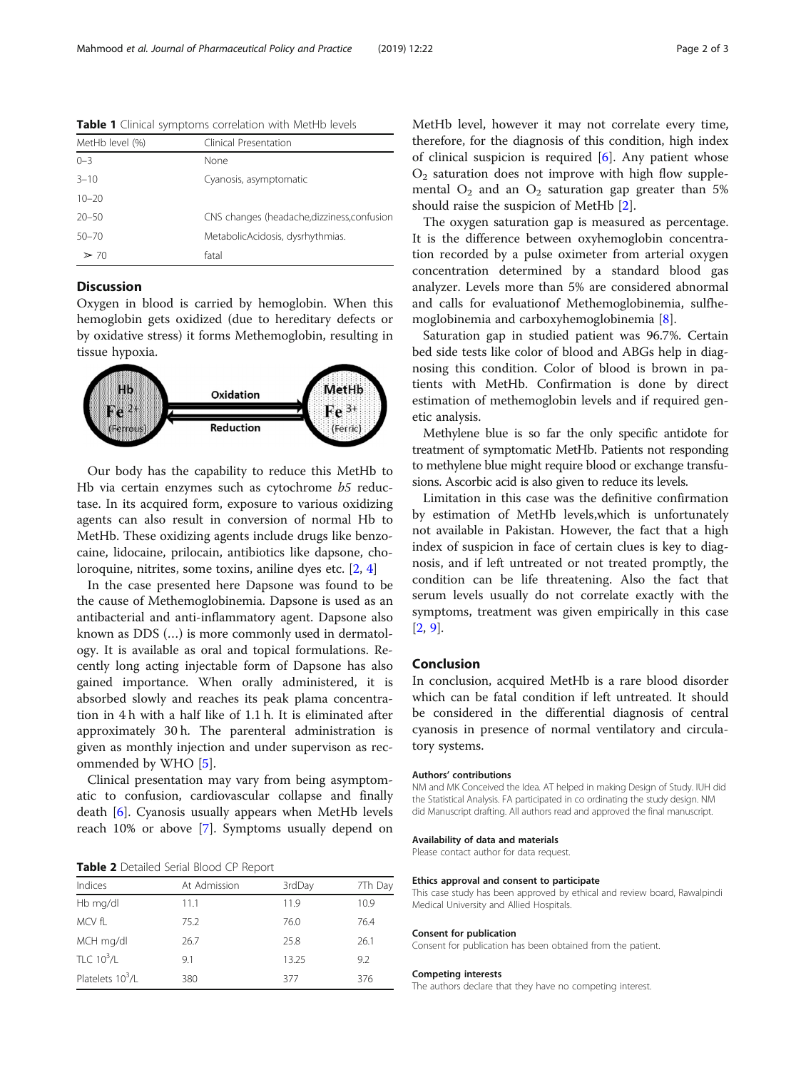**Table 1** Clinical symptoms correlation with MetHb levels

| MetHb level (%) | Clinical Presentation |
| --- | --- |
| 0–3 | None |
| 3–10 | Cyanosis, asymptomatic |
| 10–20 | |
| 20–50 | CNS changes (headache,dizziness,confusion |
| 50–70 | MetabolicAcidosis, dysrhythmias. |
| ➢ 70 | fatal |

## Discussion

Oxygen in blood is carried by hemoglobin. When this hemoglobin gets oxidized (due to hereditary defects or by oxidative stress) it forms Methemoglobin, resulting in tissue hypoxia.

Hb $Fe^{2+}$ (Ferrous) — Oxidation → / ← Reduction — MetHb $Fe^{3+}$ (Ferric)

Our body has the capability to reduce this MetHb to Hb via certain enzymes such as cytochrome *b5* reductase. In its acquired form, exposure to various oxidizing agents can also result in conversion of normal Hb to MetHb. These oxidizing agents include drugs like benzocaine, lidocaine, prilocain, antibiotics like dapsone, choloroquine, nitrites, some toxins, aniline dyes etc. [2, 4]

In the case presented here Dapsone was found to be the cause of Methemoglobinemia. Dapsone is used as an antibacterial and anti-inflammatory agent. Dapsone also known as DDS (…) is more commonly used in dermatology. It is available as oral and topical formulations. Recently long acting injectable form of Dapsone has also gained importance. When orally administered, it is absorbed slowly and reaches its peak plama concentration in 4 h with a half like of 1.1 h. It is eliminated after approximately 30 h. The parenteral administration is given as monthly injection and under supervison as recommended by WHO [5].

Clinical presentation may vary from being asymptomatic to confusion, cardiovascular collapse and finally death [6]. Cyanosis usually appears when MetHb levels reach 10% or above [7]. Symptoms usually depend on MetHb level, however it may not correlate every time, therefore, for the diagnosis of this condition, high index of clinical suspicion is required [6]. Any patient whose $O_2$ saturation does not improve with high flow supplemental $O_2$ and an $O_2$ saturation gap greater than 5% should raise the suspicion of MetHb [2].

The oxygen saturation gap is measured as percentage. It is the difference between oxyhemoglobin concentration recorded by a pulse oximeter from arterial oxygen concentration determined by a standard blood gas analyzer. Levels more than 5% are considered abnormal and calls for evaluationof Methemoglobinemia, sulfhemoglobinemia and carboxyhemoglobinemia [8].

Saturation gap in studied patient was 96.7%. Certain bed side tests like color of blood and ABGs help in diagnosing this condition. Color of blood is brown in patients with MetHb. Confirmation is done by direct estimation of methemoglobin levels and if required genetic analysis.

Methylene blue is so far the only specific antidote for treatment of symptomatic MetHb. Patients not responding to methylene blue might require blood or exchange transfusions. Ascorbic acid is also given to reduce its levels.

Limitation in this case was the definitive confirmation by estimation of MetHb levels,which is unfortunately not available in Pakistan. However, the fact that a high index of suspicion in face of certain clues is key to diagnosis, and if left untreated or not treated promptly, the condition can be life threatening. Also the fact that serum levels usually do not correlate exactly with the symptoms, treatment was given empirically in this case [2, 9].

**Table 2** Detailed Serial Blood CP Report

| Indices | At Admission | 3rdDay | 7Th Day |
| --- | --- | --- | --- |
| Hb mg/dl | 11.1 | 11.9 | 10.9 |
| MCV fL | 75.2 | 76.0 | 76.4 |
| MCH mg/dl | 26.7 | 25.8 | 26.1 |
| TLC $10^3$/L | 9.1 | 13.25 | 9.2 |
| Platelets $10^3$/L | 380 | 377 | 376 |

## Conclusion

In conclusion, acquired MetHb is a rare blood disorder which can be fatal condition if left untreated. It should be considered in the differential diagnosis of central cyanosis in presence of normal ventilatory and circulatory systems.

#### Authors' contributions

NM and MK Conceived the Idea. AT helped in making Design of Study. IUH did the Statistical Analysis. FA participated in co ordinating the study design. NM did Manuscript drafting. All authors read and approved the final manuscript.

#### Availability of data and materials

Please contact author for data request.

#### Ethics approval and consent to participate

This case study has been approved by ethical and review board, Rawalpindi Medical University and Allied Hospitals.

#### Consent for publication

Consent for publication has been obtained from the patient.

#### Competing interests

The authors declare that they have no competing interest.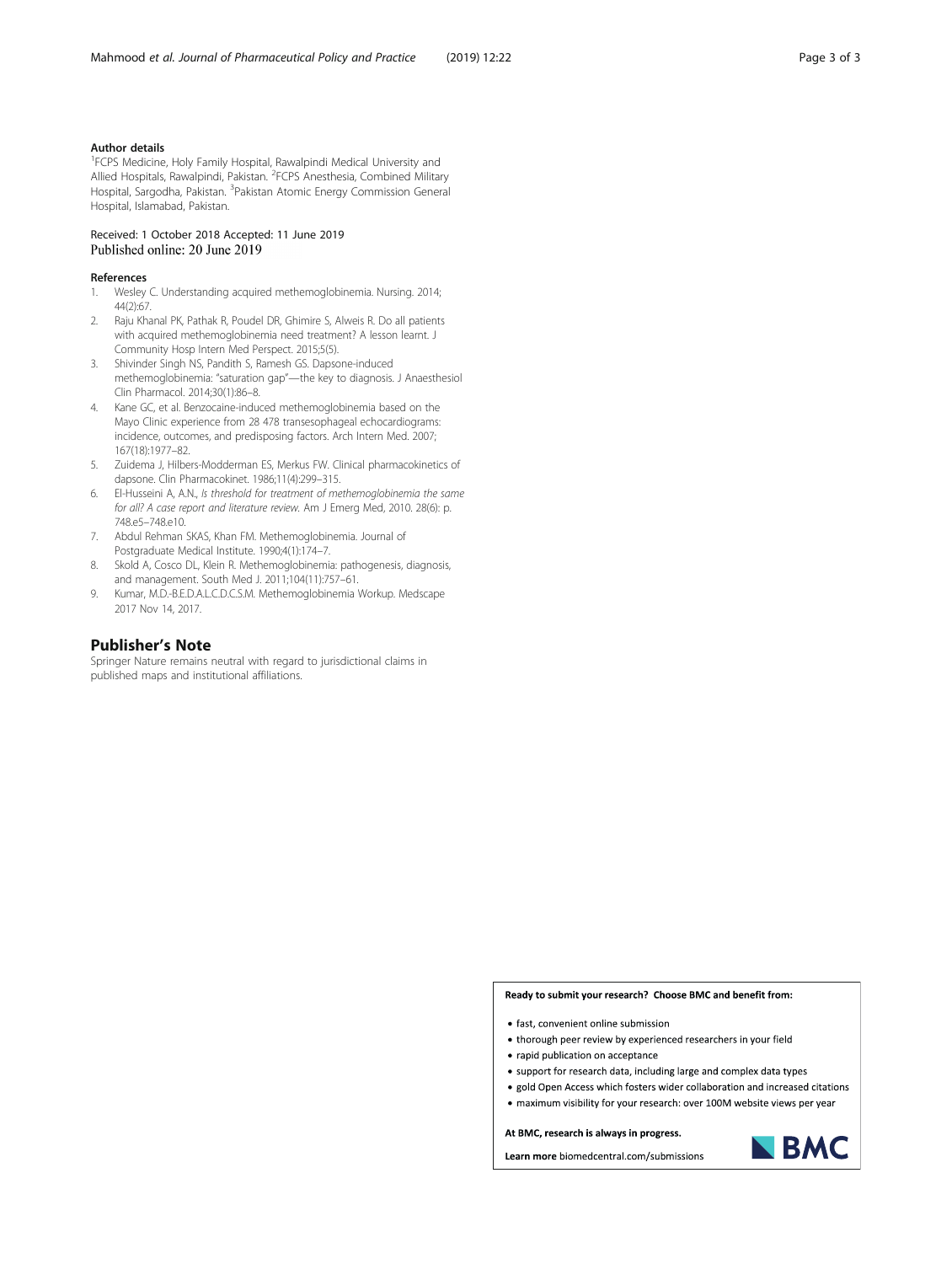### Author details

[1]FCPS Medicine, Holy Family Hospital, Rawalpindi Medical University and Allied Hospitals, Rawalpindi, Pakistan. [2]FCPS Anesthesia, Combined Military Hospital, Sargodha, Pakistan. [3]Pakistan Atomic Energy Commission General Hospital, Islamabad, Pakistan.

Received: 1 October 2018 Accepted: 11 June 2019
Published online: 20 June 2019

### References

1. Wesley C. Understanding acquired methemoglobinemia. Nursing. 2014; 44(2):67.
2. Raju Khanal PK, Pathak R, Poudel DR, Ghimire S, Alweis R. Do all patients with acquired methemoglobinemia need treatment? A lesson learnt. J Community Hosp Intern Med Perspect. 2015;5(5).
3. Shivinder Singh NS, Pandith S, Ramesh GS. Dapsone-induced methemoglobinemia: "saturation gap"—the key to diagnosis. J Anaesthesiol Clin Pharmacol. 2014;30(1):86–8.
4. Kane GC, et al. Benzocaine-induced methemoglobinemia based on the Mayo Clinic experience from 28 478 transesophageal echocardiograms: incidence, outcomes, and predisposing factors. Arch Intern Med. 2007; 167(18):1977–82.
5. Zuidema J, Hilbers-Modderman ES, Merkus FW. Clinical pharmacokinetics of dapsone. Clin Pharmacokinet. 1986;11(4):299–315.
6. El-Husseini A, A.N., *Is threshold for treatment of methemoglobinemia the same for all? A case report and literature review.* Am J Emerg Med, 2010. 28(6): p. 748.e5–748.e10.
7. Abdul Rehman SKAS, Khan FM. Methemoglobinemia. Journal of Postgraduate Medical Institute. 1990;4(1):174–7.
8. Skold A, Cosco DL, Klein R. Methemoglobinemia: pathogenesis, diagnosis, and management. South Med J. 2011;104(11):757–61.
9. Kumar, M.D.-B.E.D.A.L.C.D.C.S.M. Methemoglobinemia Workup. Medscape 2017 Nov 14, 2017.

## Publisher's Note

Springer Nature remains neutral with regard to jurisdictional claims in published maps and institutional affiliations.

**Ready to submit your research? Choose BMC and benefit from:**

- fast, convenient online submission
- thorough peer review by experienced researchers in your field
- rapid publication on acceptance
- support for research data, including large and complex data types
- gold Open Access which fosters wider collaboration and increased citations
- maximum visibility for your research: over 100M website views per year

**At BMC, research is always in progress.**

**Learn more** biomedcentral.com/submissions